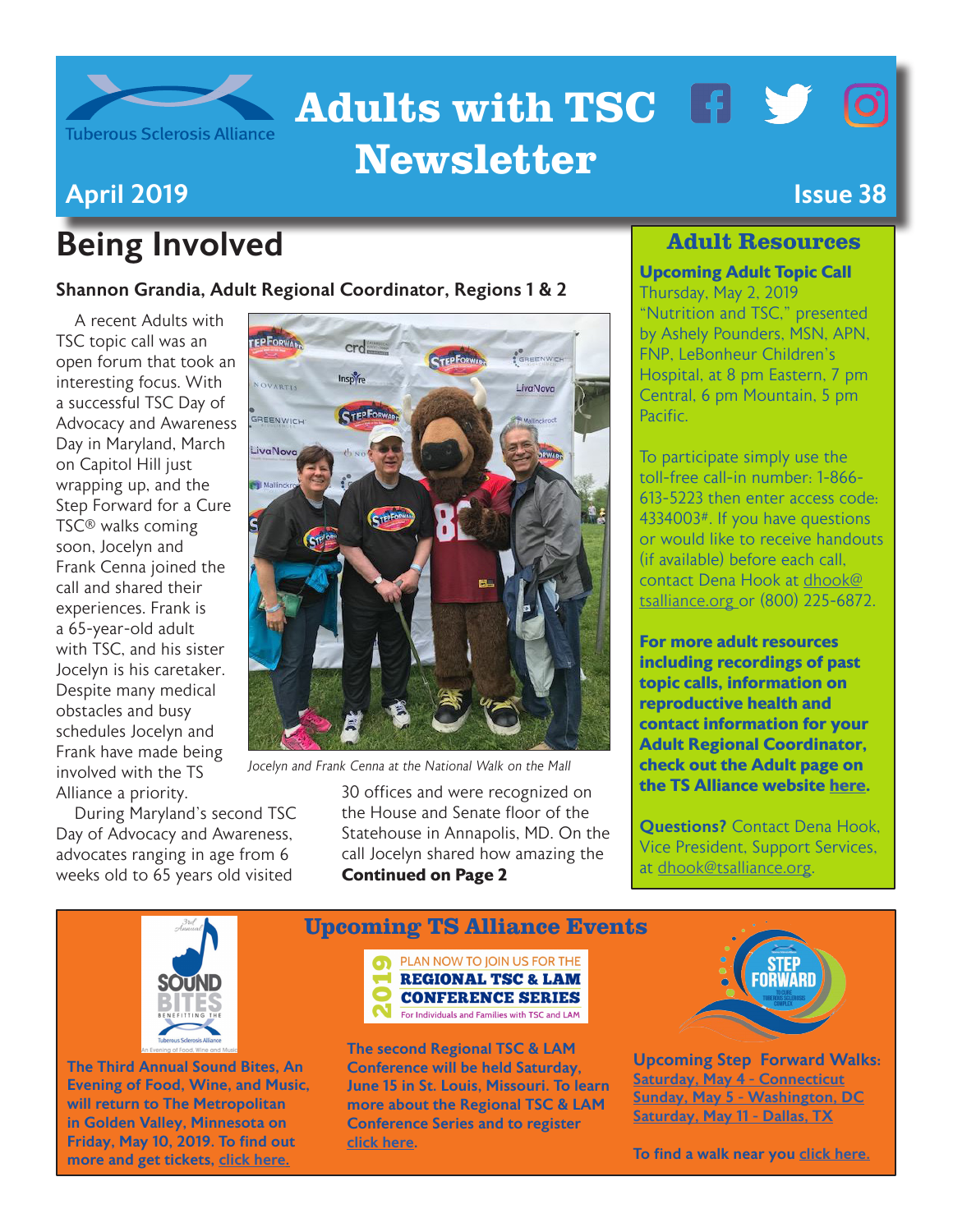# Adults with TSC Newsletter

Tuberous Sclerosis Alliance

**April 2019** — **Issue 38**

## Being Involved

### Shannon Grandia, Adult Regional Coordinator, Regions 1 & 2

A recent Adults with TSC topic call was an open forum that took an interesting focus. With a successful TSC Day of Advocacy and Awareness Day in Maryland, March on Capitol Hill just wrapping up, and the Step Forward for a Cure TSC® walks coming soon, Jocelyn and Frank Cenna joined the call and shared their experiences. Frank is a 65-year-old adult with TSC, and his sister Jocelyn is his caretaker. Despite many medical obstacles and busy schedules Jocelyn and Frank have made being involved with the TS Alliance a priority.

During Maryland's second TSC Day of Advocacy and Awareness, advocates ranging in age from 6 weeks old to 65 years old visited 30 offices and were recognized on the House and Senate floor of the Statehouse in Annapolis, MD. On the call Jocelyn shared how amazing the

*Jocelyn and Frank Cenna at the National Walk on the Mall*

**Continued on Page 2**

## Adult Resources

**Upcoming Adult Topic Call**
Thursday, May 2, 2019
"Nutrition and TSC," presented by Ashely Pounders, MSN, APN, FNP, LeBonheur Children's Hospital, at 8 pm Eastern, 7 pm Central, 6 pm Mountain, 5 pm Pacific.

To participate simply use the toll-free call-in number: 1-866-613-5223 then enter access code: 4334003#. If you have questions or would like to receive handouts (if available) before each call, contact Dena Hook at dhook@tsalliance.org or (800) 225-6872.

**For more adult resources including recordings of past topic calls, information on reproductive health and contact information for your Adult Regional Coordinator, check out the Adult page on the TS Alliance website here.**

**Questions?** Contact Dena Hook, Vice President, Support Services, at dhook@tsalliance.org.

## Upcoming TS Alliance Events

**The Third Annual Sound Bites, An Evening of Food, Wine, and Music, will return to The Metropolitan in Golden Valley, Minnesota on Friday, May 10, 2019. To find out more and get tickets, click here.**

2019 PLAN NOW TO JOIN US FOR THE REGIONAL TSC & LAM CONFERENCE SERIES — For Individuals and Families with TSC and LAM

**The second Regional TSC & LAM Conference will be held Saturday, June 15 in St. Louis, Missouri. To learn more about the Regional TSC & LAM Conference Series and to register click here.**

**Upcoming Step Forward Walks:**
- Saturday, May 4 - Connecticut
- Sunday, May 5 - Washington, DC
- Saturday, May 11 - Dallas, TX

**To find a walk near you click here.**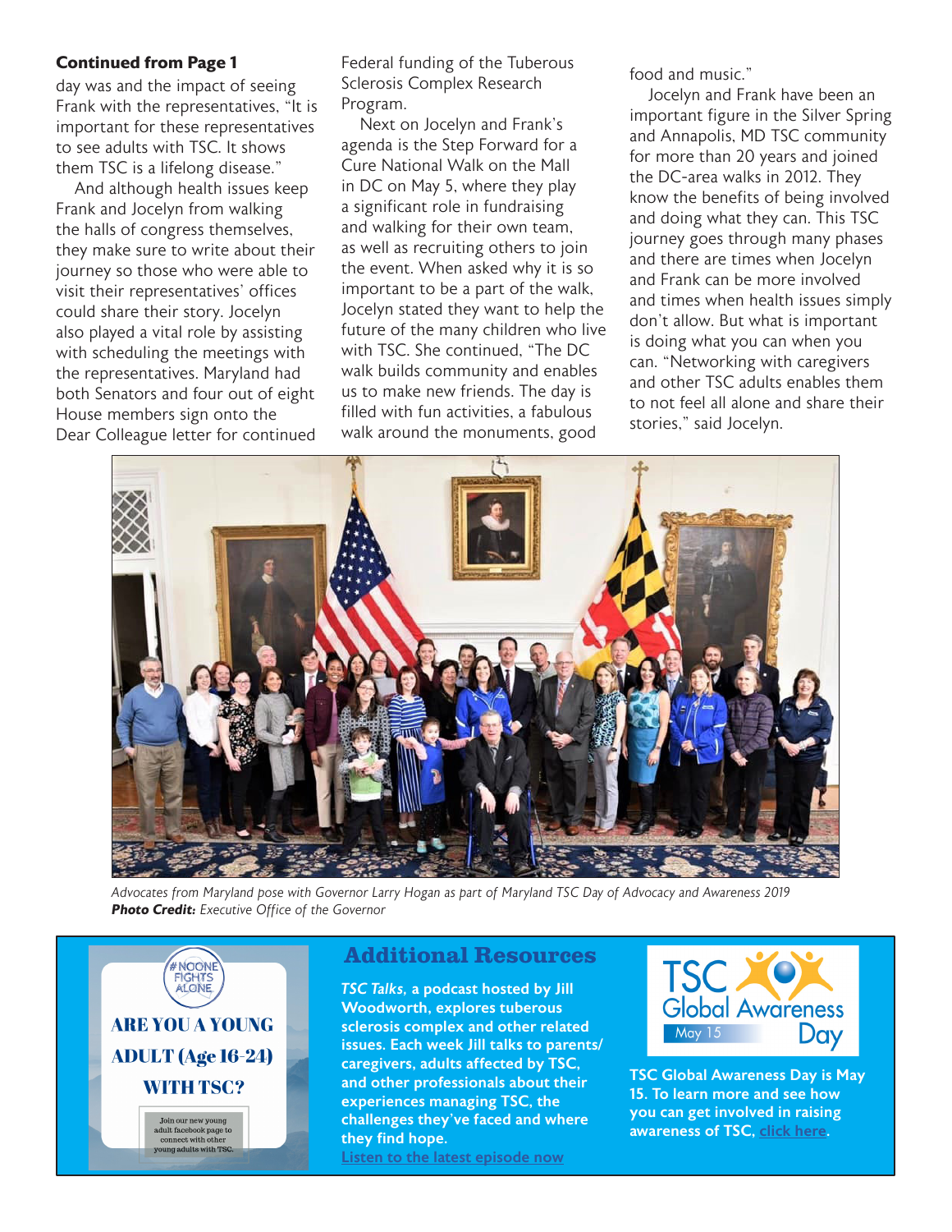**Continued from Page 1**

day was and the impact of seeing Frank with the representatives, "It is important for these representatives to see adults with TSC. It shows them TSC is a lifelong disease."

And although health issues keep Frank and Jocelyn from walking the halls of congress themselves, they make sure to write about their journey so those who were able to visit their representatives' offices could share their story. Jocelyn also played a vital role by assisting with scheduling the meetings with the representatives. Maryland had both Senators and four out of eight House members sign onto the Dear Colleague letter for continued Federal funding of the Tuberous Sclerosis Complex Research Program.

Next on Jocelyn and Frank's agenda is the Step Forward for a Cure National Walk on the Mall in DC on May 5, where they play a significant role in fundraising and walking for their own team, as well as recruiting others to join the event. When asked why it is so important to be a part of the walk, Jocelyn stated they want to help the future of the many children who live with TSC. She continued, "The DC walk builds community and enables us to make new friends. The day is filled with fun activities, a fabulous walk around the monuments, good food and music."

Jocelyn and Frank have been an important figure in the Silver Spring and Annapolis, MD TSC community for more than 20 years and joined the DC-area walks in 2012. They know the benefits of being involved and doing what they can. This TSC journey goes through many phases and there are times when Jocelyn and Frank can be more involved and times when health issues simply don't allow. But what is important is doing what you can when you can. "Networking with caregivers and other TSC adults enables them to not feel all alone and share their stories," said Jocelyn.

*Advocates from Maryland pose with Governor Larry Hogan as part of Maryland TSC Day of Advocacy and Awareness 2019*
***Photo Credit:*** *Executive Office of the Governor*

#NOONE FIGHTS ALONE

**ARE YOU A YOUNG ADULT (Age 16-24) WITH TSC?**

Join our new young adult facebook page to connect with other young adults with TSC.

## Additional Resources

***TSC Talks*, a podcast hosted by Jill Woodworth, explores tuberous sclerosis complex and other related issues. Each week Jill talks to parents/caregivers, adults affected by TSC, and other professionals about their experiences managing TSC, the challenges they've faced and where they find hope.**

**Listen to the latest episode now**

TSC Global Awareness Day
May 15

**TSC Global Awareness Day is May 15. To learn more and see how you can get involved in raising awareness of TSC, click here.**